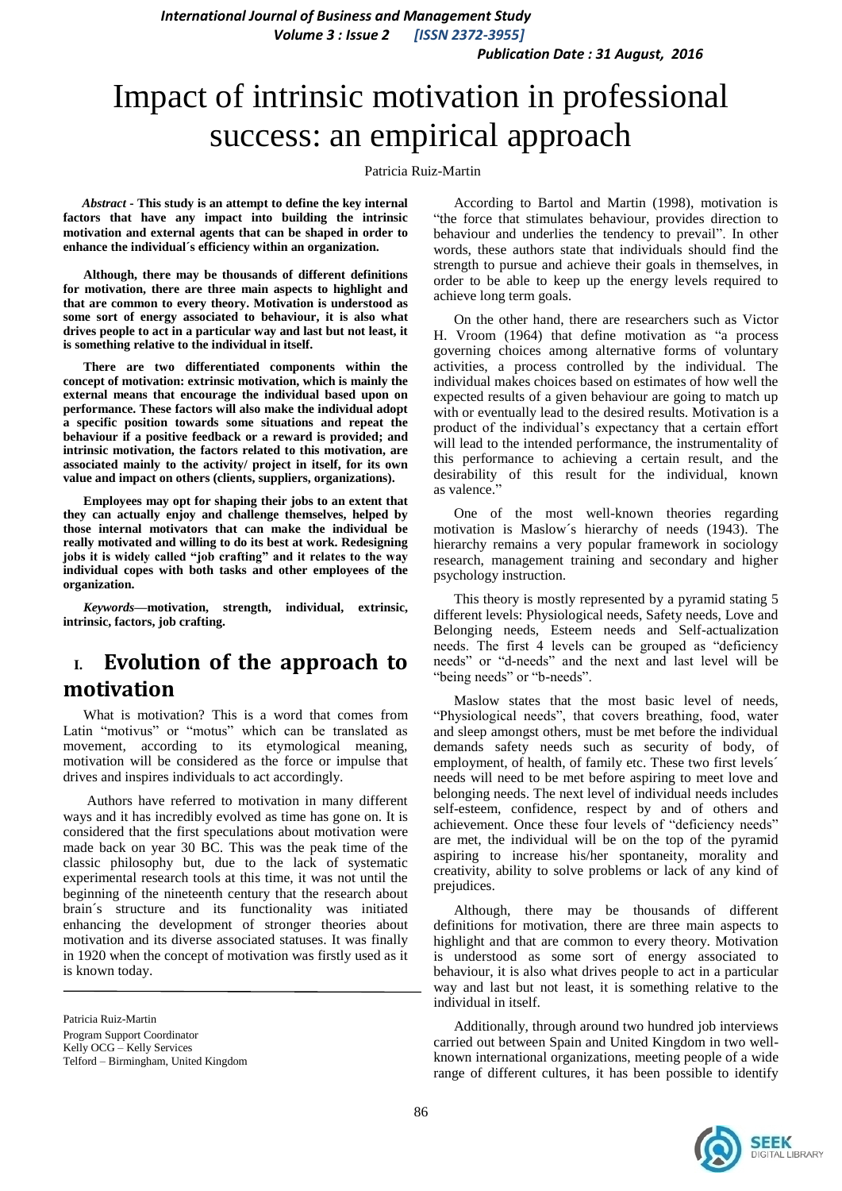# Impact of intrinsic motivation in professional success: an empirical approach

Patricia Ruiz-Martin

***Abstract*** **- This study is an attempt to define the key internal factors that have any impact into building the intrinsic motivation and external agents that can be shaped in order to enhance the individual´s efficiency within an organization.**

**Although, there may be thousands of different definitions for motivation, there are three main aspects to highlight and that are common to every theory. Motivation is understood as some sort of energy associated to behaviour, it is also what drives people to act in a particular way and last but not least, it is something relative to the individual in itself.**

**There are two differentiated components within the concept of motivation: extrinsic motivation, which is mainly the external means that encourage the individual based upon on performance. These factors will also make the individual adopt a specific position towards some situations and repeat the behaviour if a positive feedback or a reward is provided; and intrinsic motivation, the factors related to this motivation, are associated mainly to the activity/ project in itself, for its own value and impact on others (clients, suppliers, organizations).**

**Employees may opt for shaping their jobs to an extent that they can actually enjoy and challenge themselves, helped by those internal motivators that can make the individual be really motivated and willing to do its best at work. Redesigning jobs it is widely called "job crafting" and it relates to the way individual copes with both tasks and other employees of the organization.**

***Keywords*****—motivation, strength, individual, extrinsic, intrinsic, factors, job crafting.**

## I. Evolution of the approach to motivation

What is motivation? This is a word that comes from Latin "motivus" or "motus" which can be translated as movement, according to its etymological meaning, motivation will be considered as the force or impulse that drives and inspires individuals to act accordingly.

Authors have referred to motivation in many different ways and it has incredibly evolved as time has gone on. It is considered that the first speculations about motivation were made back on year 30 BC. This was the peak time of the classic philosophy but, due to the lack of systematic experimental research tools at this time, it was not until the beginning of the nineteenth century that the research about brain´s structure and its functionality was initiated enhancing the development of stronger theories about motivation and its diverse associated statuses. It was finally in 1920 when the concept of motivation was firstly used as it is known today.

Patricia Ruiz-Martin
Program Support Coordinator
Kelly OCG – Kelly Services
Telford – Birmingham, United Kingdom

According to Bartol and Martin (1998), motivation is "the force that stimulates behaviour, provides direction to behaviour and underlies the tendency to prevail". In other words, these authors state that individuals should find the strength to pursue and achieve their goals in themselves, in order to be able to keep up the energy levels required to achieve long term goals.

On the other hand, there are researchers such as Victor H. Vroom (1964) that define motivation as "a process governing choices among alternative forms of voluntary activities, a process controlled by the individual. The individual makes choices based on estimates of how well the expected results of a given behaviour are going to match up with or eventually lead to the desired results. Motivation is a product of the individual's expectancy that a certain effort will lead to the intended performance, the instrumentality of this performance to achieving a certain result, and the desirability of this result for the individual, known as valence."

One of the most well-known theories regarding motivation is Maslow´s hierarchy of needs (1943). The hierarchy remains a very popular framework in sociology research, management training and secondary and higher psychology instruction.

This theory is mostly represented by a pyramid stating 5 different levels: Physiological needs, Safety needs, Love and Belonging needs, Esteem needs and Self-actualization needs. The first 4 levels can be grouped as "deficiency needs" or "d-needs" and the next and last level will be "being needs" or "b-needs".

Maslow states that the most basic level of needs, "Physiological needs", that covers breathing, food, water and sleep amongst others, must be met before the individual demands safety needs such as security of body, of employment, of health, of family etc. These two first levels´ needs will need to be met before aspiring to meet love and belonging needs. The next level of individual needs includes self-esteem, confidence, respect by and of others and achievement. Once these four levels of "deficiency needs" are met, the individual will be on the top of the pyramid aspiring to increase his/her spontaneity, morality and creativity, ability to solve problems or lack of any kind of prejudices.

Although, there may be thousands of different definitions for motivation, there are three main aspects to highlight and that are common to every theory. Motivation is understood as some sort of energy associated to behaviour, it is also what drives people to act in a particular way and last but not least, it is something relative to the individual in itself.

Additionally, through around two hundred job interviews carried out between Spain and United Kingdom in two well-known international organizations, meeting people of a wide range of different cultures, it has been possible to identify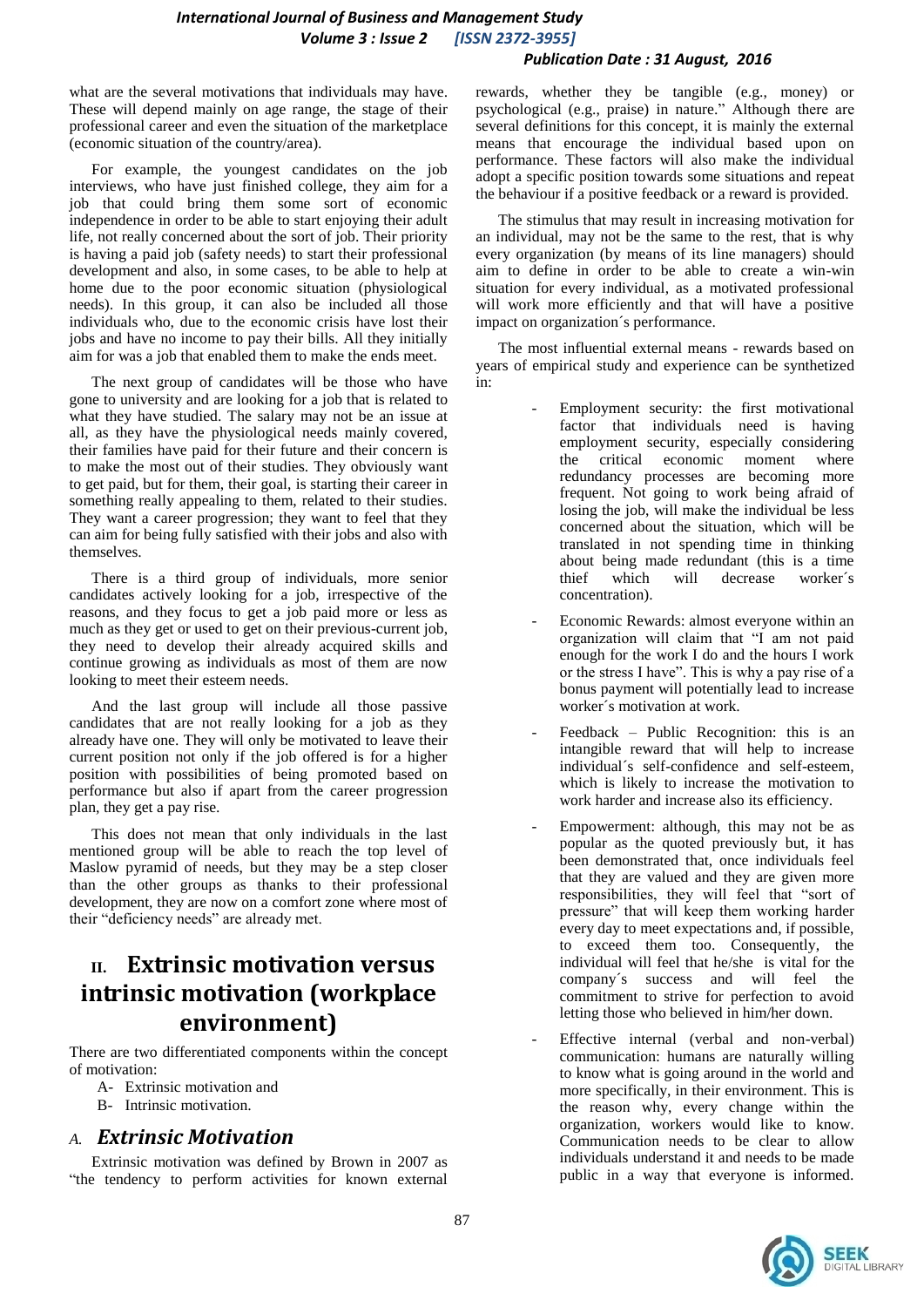what are the several motivations that individuals may have. These will depend mainly on age range, the stage of their professional career and even the situation of the marketplace (economic situation of the country/area).

For example, the youngest candidates on the job interviews, who have just finished college, they aim for a job that could bring them some sort of economic independence in order to be able to start enjoying their adult life, not really concerned about the sort of job. Their priority is having a paid job (safety needs) to start their professional development and also, in some cases, to be able to help at home due to the poor economic situation (physiological needs). In this group, it can also be included all those individuals who, due to the economic crisis have lost their jobs and have no income to pay their bills. All they initially aim for was a job that enabled them to make the ends meet.

The next group of candidates will be those who have gone to university and are looking for a job that is related to what they have studied. The salary may not be an issue at all, as they have the physiological needs mainly covered, their families have paid for their future and their concern is to make the most out of their studies. They obviously want to get paid, but for them, their goal, is starting their career in something really appealing to them, related to their studies. They want a career progression; they want to feel that they can aim for being fully satisfied with their jobs and also with themselves.

There is a third group of individuals, more senior candidates actively looking for a job, irrespective of the reasons, and they focus to get a job paid more or less as much as they get or used to get on their previous-current job, they need to develop their already acquired skills and continue growing as individuals as most of them are now looking to meet their esteem needs.

And the last group will include all those passive candidates that are not really looking for a job as they already have one. They will only be motivated to leave their current position not only if the job offered is for a higher position with possibilities of being promoted based on performance but also if apart from the career progression plan, they get a pay rise.

This does not mean that only individuals in the last mentioned group will be able to reach the top level of Maslow pyramid of needs, but they may be a step closer than the other groups as thanks to their professional development, they are now on a comfort zone where most of their "deficiency needs" are already met.

# II. Extrinsic motivation versus intrinsic motivation (workplace environment)

There are two differentiated components within the concept of motivation:

A- Extrinsic motivation and
B- Intrinsic motivation.

## A. *Extrinsic Motivation*

Extrinsic motivation was defined by Brown in 2007 as "the tendency to perform activities for known external rewards, whether they be tangible (e.g., money) or psychological (e.g., praise) in nature." Although there are several definitions for this concept, it is mainly the external means that encourage the individual based upon on performance. These factors will also make the individual adopt a specific position towards some situations and repeat the behaviour if a positive feedback or a reward is provided.

The stimulus that may result in increasing motivation for an individual, may not be the same to the rest, that is why every organization (by means of its line managers) should aim to define in order to be able to create a win-win situation for every individual, as a motivated professional will work more efficiently and that will have a positive impact on organization´s performance.

The most influential external means - rewards based on years of empirical study and experience can be synthetized in:

- Employment security: the first motivational factor that individuals need is having employment security, especially considering the critical economic moment where redundancy processes are becoming more frequent. Not going to work being afraid of losing the job, will make the individual be less concerned about the situation, which will be translated in not spending time in thinking about being made redundant (this is a time thief which will decrease worker´s concentration).
- Economic Rewards: almost everyone within an organization will claim that "I am not paid enough for the work I do and the hours I work or the stress I have". This is why a pay rise of a bonus payment will potentially lead to increase worker´s motivation at work.
- Feedback – Public Recognition: this is an intangible reward that will help to increase individual´s self-confidence and self-esteem, which is likely to increase the motivation to work harder and increase also its efficiency.
- Empowerment: although, this may not be as popular as the quoted previously but, it has been demonstrated that, once individuals feel that they are valued and they are given more responsibilities, they will feel that "sort of pressure" that will keep them working harder every day to meet expectations and, if possible, to exceed them too. Consequently, the individual will feel that he/she is vital for the company´s success and will feel the commitment to strive for perfection to avoid letting those who believed in him/her down.
- Effective internal (verbal and non-verbal) communication: humans are naturally willing to know what is going around in the world and more specifically, in their environment. This is the reason why, every change within the organization, workers would like to know. Communication needs to be clear to allow individuals understand it and needs to be made public in a way that everyone is informed.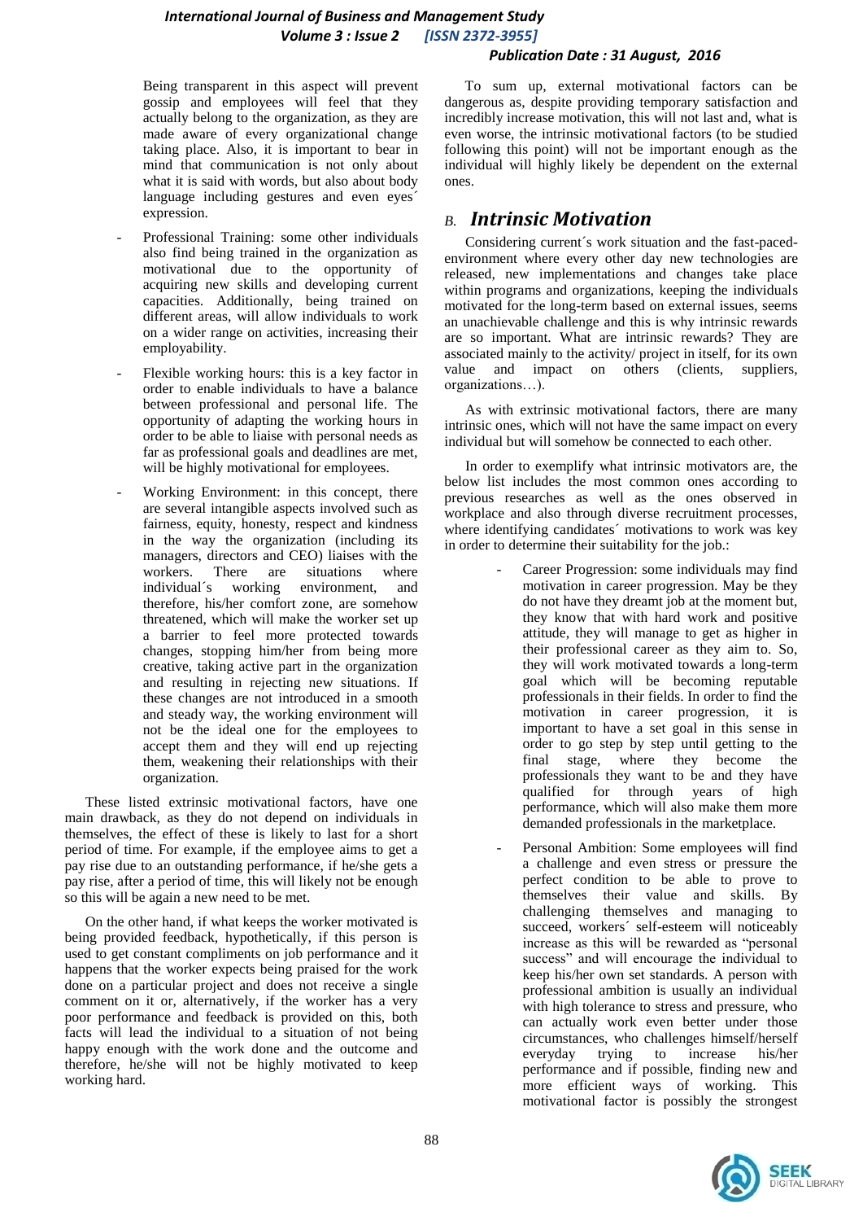Being transparent in this aspect will prevent gossip and employees will feel that they actually belong to the organization, as they are made aware of every organizational change taking place. Also, it is important to bear in mind that communication is not only about what it is said with words, but also about body language including gestures and even eyes´ expression.

- Professional Training: some other individuals also find being trained in the organization as motivational due to the opportunity of acquiring new skills and developing current capacities. Additionally, being trained on different areas, will allow individuals to work on a wider range on activities, increasing their employability.
- Flexible working hours: this is a key factor in order to enable individuals to have a balance between professional and personal life. The opportunity of adapting the working hours in order to be able to liaise with personal needs as far as professional goals and deadlines are met, will be highly motivational for employees.
- Working Environment: in this concept, there are several intangible aspects involved such as fairness, equity, honesty, respect and kindness in the way the organization (including its managers, directors and CEO) liaises with the workers. There are situations where individual´s working environment, and therefore, his/her comfort zone, are somehow threatened, which will make the worker set up a barrier to feel more protected towards changes, stopping him/her from being more creative, taking active part in the organization and resulting in rejecting new situations. If these changes are not introduced in a smooth and steady way, the working environment will not be the ideal one for the employees to accept them and they will end up rejecting them, weakening their relationships with their organization.

These listed extrinsic motivational factors, have one main drawback, as they do not depend on individuals in themselves, the effect of these is likely to last for a short period of time. For example, if the employee aims to get a pay rise due to an outstanding performance, if he/she gets a pay rise, after a period of time, this will likely not be enough so this will be again a new need to be met.

On the other hand, if what keeps the worker motivated is being provided feedback, hypothetically, if this person is used to get constant compliments on job performance and it happens that the worker expects being praised for the work done on a particular project and does not receive a single comment on it or, alternatively, if the worker has a very poor performance and feedback is provided on this, both facts will lead the individual to a situation of not being happy enough with the work done and the outcome and therefore, he/she will not be highly motivated to keep working hard.

To sum up, external motivational factors can be dangerous as, despite providing temporary satisfaction and incredibly increase motivation, this will not last and, what is even worse, the intrinsic motivational factors (to be studied following this point) will not be important enough as the individual will highly likely be dependent on the external ones.

## *B. Intrinsic Motivation*

Considering current´s work situation and the fast-paced-environment where every other day new technologies are released, new implementations and changes take place within programs and organizations, keeping the individuals motivated for the long-term based on external issues, seems an unachievable challenge and this is why intrinsic rewards are so important. What are intrinsic rewards? They are associated mainly to the activity/ project in itself, for its own value and impact on others (clients, suppliers, organizations…).

As with extrinsic motivational factors, there are many intrinsic ones, which will not have the same impact on every individual but will somehow be connected to each other.

In order to exemplify what intrinsic motivators are, the below list includes the most common ones according to previous researches as well as the ones observed in workplace and also through diverse recruitment processes, where identifying candidates´ motivations to work was key in order to determine their suitability for the job.:

- Career Progression: some individuals may find motivation in career progression. May be they do not have they dreamt job at the moment but, they know that with hard work and positive attitude, they will manage to get as higher in their professional career as they aim to. So, they will work motivated towards a long-term goal which will be becoming reputable professionals in their fields. In order to find the motivation in career progression, it is important to have a set goal in this sense in order to go step by step until getting to the final stage, where they become the professionals they want to be and they have qualified for through years of high performance, which will also make them more demanded professionals in the marketplace.
- Personal Ambition: Some employees will find a challenge and even stress or pressure the perfect condition to be able to prove to themselves their value and skills. By challenging themselves and managing to succeed, workers´ self-esteem will noticeably increase as this will be rewarded as "personal success" and will encourage the individual to keep his/her own set standards. A person with professional ambition is usually an individual with high tolerance to stress and pressure, who can actually work even better under those circumstances, who challenges himself/herself everyday trying to increase his/her performance and if possible, finding new and more efficient ways of working. This motivational factor is possibly the strongest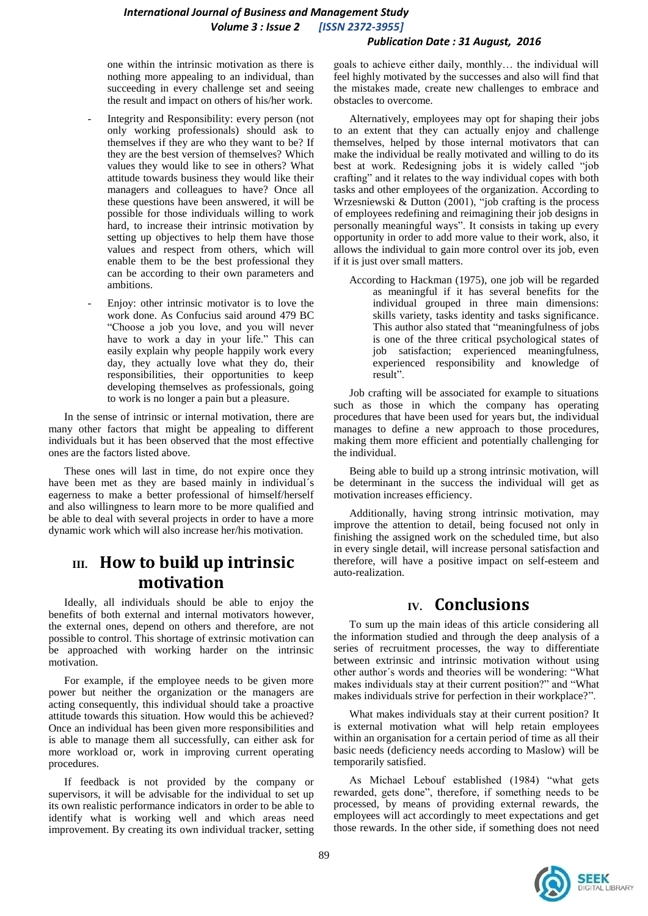one within the intrinsic motivation as there is nothing more appealing to an individual, than succeeding in every challenge set and seeing the result and impact on others of his/her work.

- Integrity and Responsibility: every person (not only working professionals) should ask to themselves if they are who they want to be? If they are the best version of themselves? Which values they would like to see in others? What attitude towards business they would like their managers and colleagues to have? Once all these questions have been answered, it will be possible for those individuals willing to work hard, to increase their intrinsic motivation by setting up objectives to help them have those values and respect from others, which will enable them to be the best professional they can be according to their own parameters and ambitions.
- Enjoy: other intrinsic motivator is to love the work done. As Confucius said around 479 BC "Choose a job you love, and you will never have to work a day in your life." This can easily explain why people happily work every day, they actually love what they do, their responsibilities, their opportunities to keep developing themselves as professionals, going to work is no longer a pain but a pleasure.

In the sense of intrinsic or internal motivation, there are many other factors that might be appealing to different individuals but it has been observed that the most effective ones are the factors listed above.

These ones will last in time, do not expire once they have been met as they are based mainly in individual´s eagerness to make a better professional of himself/herself and also willingness to learn more to be more qualified and be able to deal with several projects in order to have a more dynamic work which will also increase her/his motivation.

## III. How to build up intrinsic motivation

Ideally, all individuals should be able to enjoy the benefits of both external and internal motivators however, the external ones, depend on others and therefore, are not possible to control. This shortage of extrinsic motivation can be approached with working harder on the intrinsic motivation.

For example, if the employee needs to be given more power but neither the organization or the managers are acting consequently, this individual should take a proactive attitude towards this situation. How would this be achieved? Once an individual has been given more responsibilities and is able to manage them all successfully, can either ask for more workload or, work in improving current operating procedures.

If feedback is not provided by the company or supervisors, it will be advisable for the individual to set up its own realistic performance indicators in order to be able to identify what is working well and which areas need improvement. By creating its own individual tracker, setting goals to achieve either daily, monthly… the individual will feel highly motivated by the successes and also will find that the mistakes made, create new challenges to embrace and obstacles to overcome.

Alternatively, employees may opt for shaping their jobs to an extent that they can actually enjoy and challenge themselves, helped by those internal motivators that can make the individual be really motivated and willing to do its best at work. Redesigning jobs it is widely called "job crafting" and it relates to the way individual copes with both tasks and other employees of the organization. According to Wrzesniewski & Dutton (2001), "job crafting is the process of employees redefining and reimagining their job designs in personally meaningful ways". It consists in taking up every opportunity in order to add more value to their work, also, it allows the individual to gain more control over its job, even if it is just over small matters.

> According to Hackman (1975), one job will be regarded as meaningful if it has several benefits for the individual grouped in three main dimensions: skills variety, tasks identity and tasks significance. This author also stated that "meaningfulness of jobs is one of the three critical psychological states of job satisfaction; experienced meaningfulness, experienced responsibility and knowledge of result".

Job crafting will be associated for example to situations such as those in which the company has operating procedures that have been used for years but, the individual manages to define a new approach to those procedures, making them more efficient and potentially challenging for the individual.

Being able to build up a strong intrinsic motivation, will be determinant in the success the individual will get as motivation increases efficiency.

Additionally, having strong intrinsic motivation, may improve the attention to detail, being focused not only in finishing the assigned work on the scheduled time, but also in every single detail, will increase personal satisfaction and therefore, will have a positive impact on self-esteem and auto-realization.

## IV. Conclusions

To sum up the main ideas of this article considering all the information studied and through the deep analysis of a series of recruitment processes, the way to differentiate between extrinsic and intrinsic motivation without using other author´s words and theories will be wondering: "What makes individuals stay at their current position?" and "What makes individuals strive for perfection in their workplace?".

What makes individuals stay at their current position? It is external motivation what will help retain employees within an organisation for a certain period of time as all their basic needs (deficiency needs according to Maslow) will be temporarily satisfied.

As Michael Lebouf established (1984) "what gets rewarded, gets done", therefore, if something needs to be processed, by means of providing external rewards, the employees will act accordingly to meet expectations and get those rewards. In the other side, if something does not need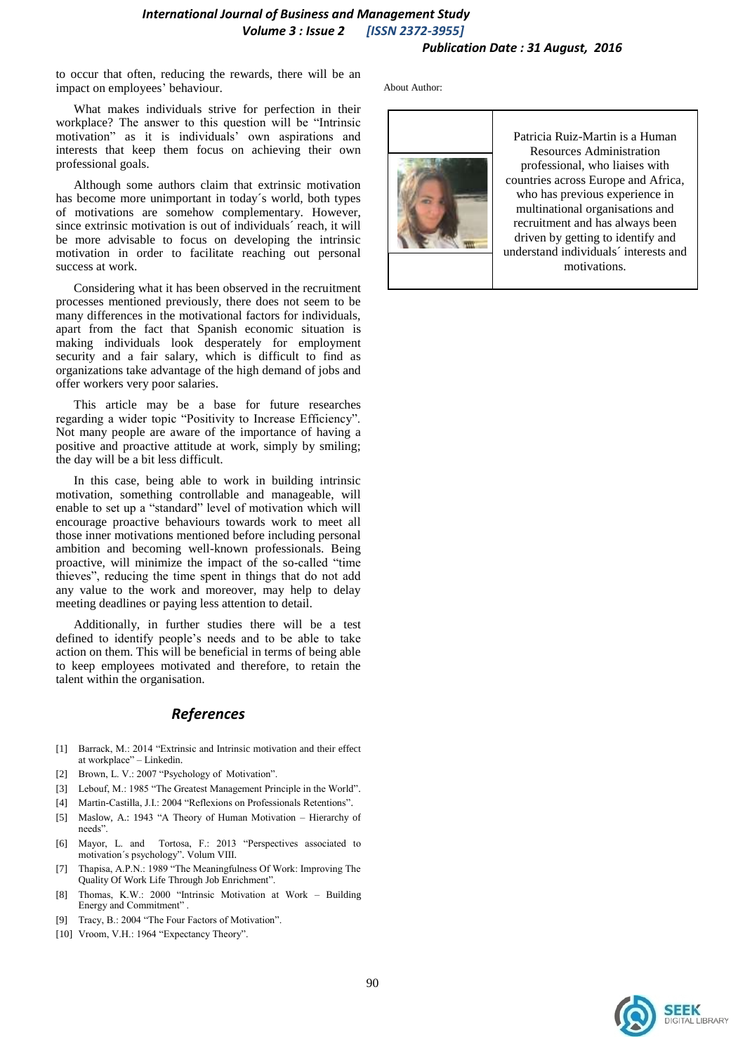to occur that often, reducing the rewards, there will be an impact on employees' behaviour.

What makes individuals strive for perfection in their workplace? The answer to this question will be "Intrinsic motivation" as it is individuals' own aspirations and interests that keep them focus on achieving their own professional goals.

Although some authors claim that extrinsic motivation has become more unimportant in today´s world, both types of motivations are somehow complementary. However, since extrinsic motivation is out of individuals´ reach, it will be more advisable to focus on developing the intrinsic motivation in order to facilitate reaching out personal success at work.

Considering what it has been observed in the recruitment processes mentioned previously, there does not seem to be many differences in the motivational factors for individuals, apart from the fact that Spanish economic situation is making individuals look desperately for employment security and a fair salary, which is difficult to find as organizations take advantage of the high demand of jobs and offer workers very poor salaries.

This article may be a base for future researches regarding a wider topic "Positivity to Increase Efficiency". Not many people are aware of the importance of having a positive and proactive attitude at work, simply by smiling; the day will be a bit less difficult.

In this case, being able to work in building intrinsic motivation, something controllable and manageable, will enable to set up a "standard" level of motivation which will encourage proactive behaviours towards work to meet all those inner motivations mentioned before including personal ambition and becoming well-known professionals. Being proactive, will minimize the impact of the so-called "time thieves", reducing the time spent in things that do not add any value to the work and moreover, may help to delay meeting deadlines or paying less attention to detail.

Additionally, in further studies there will be a test defined to identify people's needs and to be able to take action on them. This will be beneficial in terms of being able to keep employees motivated and therefore, to retain the talent within the organisation.

## References

[1] Barrack, M.: 2014 "Extrinsic and Intrinsic motivation and their effect at workplace" – Linkedin.

[2] Brown, L. V.: 2007 "Psychology of Motivation".

[3] Lebouf, M.: 1985 "The Greatest Management Principle in the World".

[4] Martin-Castilla, J.I.: 2004 "Reflexions on Professionals Retentions".

[5] Maslow, A.: 1943 "A Theory of Human Motivation – Hierarchy of needs".

[6] Mayor, L. and Tortosa, F.: 2013 "Perspectives associated to motivation´s psychology". Volum VIII.

[7] Thapisa, A.P.N.: 1989 "The Meaningfulness Of Work: Improving The Quality Of Work Life Through Job Enrichment".

[8] Thomas, K.W.: 2000 "Intrinsic Motivation at Work – Building Energy and Commitment" .

[9] Tracy, B.: 2004 "The Four Factors of Motivation".

[10] Vroom, V.H.: 1964 "Expectancy Theory".

About Author:

Patricia Ruiz-Martin is a Human Resources Administration professional, who liaises with countries across Europe and Africa, who has previous experience in multinational organisations and recruitment and has always been driven by getting to identify and understand individuals´ interests and motivations.